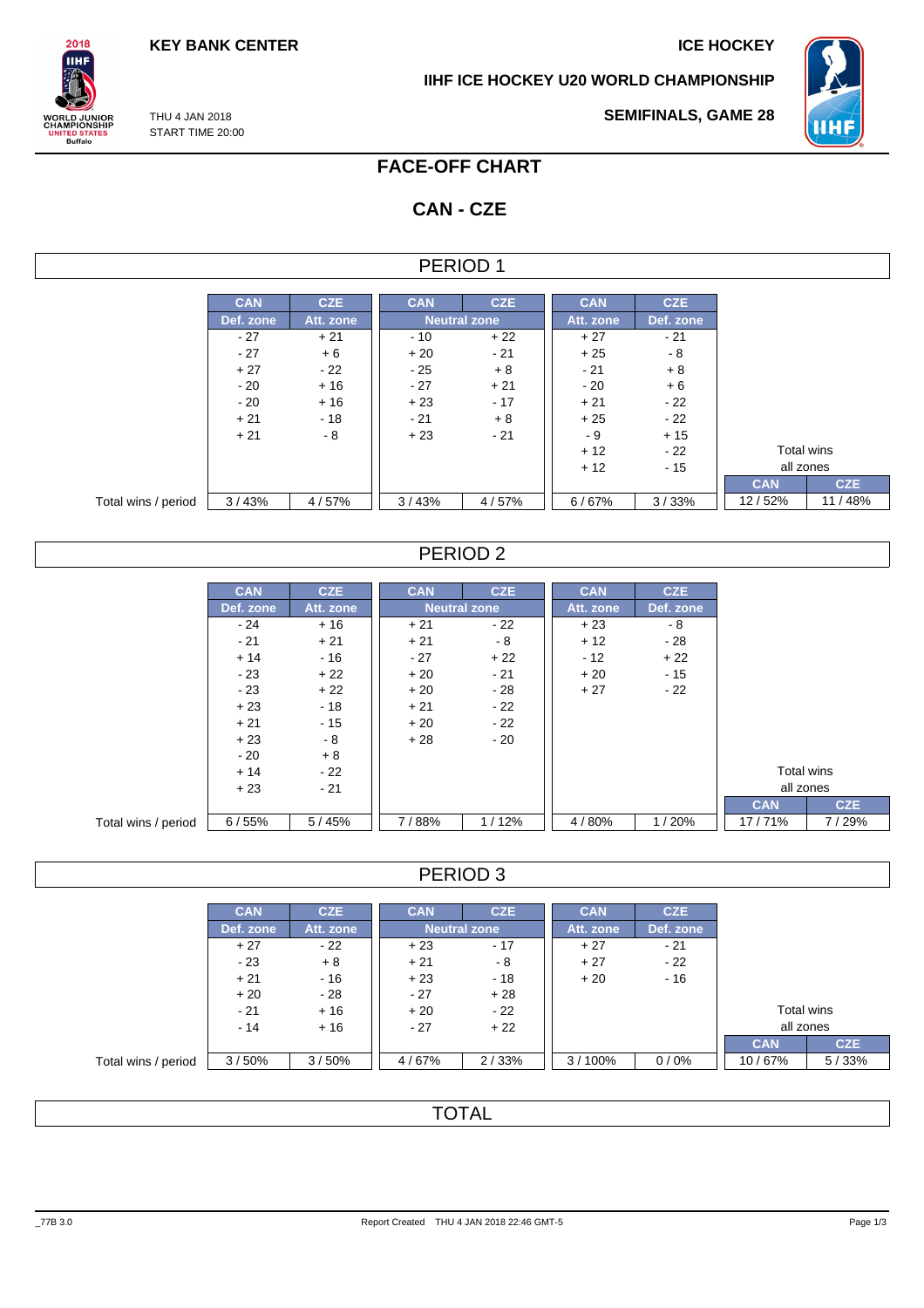KEY BANK CENTER

ICE HOCKEY

IIHF ICE HOCKEY U20 WORLD CHAMPIONSHIP

THU 4 JAN 2018
START TIME 20:00

SEMIFINALS, GAME 28

# FACE-OFF CHART

## CAN - CZE

### PERIOD 1

| | CAN | CZE | CAN | CZE | CAN | CZE | | |
|---|---|---|---|---|---|---|---|---|
| | Def. zone | Att. zone | Neutral zone | | Att. zone | Def. zone | | |
| | - 27 | + 21 | - 10 | + 22 | + 27 | - 21 | | |
| | - 27 | + 6 | + 20 | - 21 | + 25 | - 8 | | |
| | + 27 | - 22 | - 25 | + 8 | - 21 | + 8 | | |
| | - 20 | + 16 | - 27 | + 21 | - 20 | + 6 | | |
| | - 20 | + 16 | + 23 | - 17 | + 21 | - 22 | | |
| | + 21 | - 18 | - 21 | + 8 | + 25 | - 22 | | |
| | + 21 | - 8 | + 23 | - 21 | - 9 | + 15 | | |
| | | | | | + 12 | - 22 | Total wins all zones | |
| | | | | | + 12 | - 15 | CAN | CZE |
| Total wins / period | 3 / 43% | 4 / 57% | 3 / 43% | 4 / 57% | 6 / 67% | 3 / 33% | 12 / 52% | 11 / 48% |

### PERIOD 2

| | CAN | CZE | CAN | CZE | CAN | CZE | | |
|---|---|---|---|---|---|---|---|---|
| | Def. zone | Att. zone | Neutral zone | | Att. zone | Def. zone | | |
| | - 24 | + 16 | + 21 | - 22 | + 23 | - 8 | | |
| | - 21 | + 21 | + 21 | - 8 | + 12 | - 28 | | |
| | + 14 | - 16 | - 27 | + 22 | - 12 | + 22 | | |
| | - 23 | + 22 | + 20 | - 21 | + 20 | - 15 | | |
| | - 23 | + 22 | + 20 | - 28 | + 27 | - 22 | | |
| | + 23 | - 18 | + 21 | - 22 | | | | |
| | + 21 | - 15 | + 20 | - 22 | | | | |
| | + 23 | - 8 | + 28 | - 20 | | | | |
| | - 20 | + 8 | | | | | | |
| | + 14 | - 22 | | | | | Total wins all zones | |
| | + 23 | - 21 | | | | | CAN | CZE |
| Total wins / period | 6 / 55% | 5 / 45% | 7 / 88% | 1 / 12% | 4 / 80% | 1 / 20% | 17 / 71% | 7 / 29% |

### PERIOD 3

| | CAN | CZE | CAN | CZE | CAN | CZE | | |
|---|---|---|---|---|---|---|---|---|
| | Def. zone | Att. zone | Neutral zone | | Att. zone | Def. zone | | |
| | + 27 | - 22 | + 23 | - 17 | + 27 | - 21 | | |
| | - 23 | + 8 | + 21 | - 8 | + 27 | - 22 | | |
| | + 21 | - 16 | + 23 | - 18 | + 20 | - 16 | | |
| | + 20 | - 28 | - 27 | + 28 | | | | |
| | - 21 | + 16 | + 20 | - 22 | | | Total wins all zones | |
| | - 14 | + 16 | - 27 | + 22 | | | CAN | CZE |
| Total wins / period | 3 / 50% | 3 / 50% | 4 / 67% | 2 / 33% | 3 / 100% | 0 / 0% | 10 / 67% | 5 / 33% |

### TOTAL

_77B 3.0 Report Created THU 4 JAN 2018 22:46 GMT-5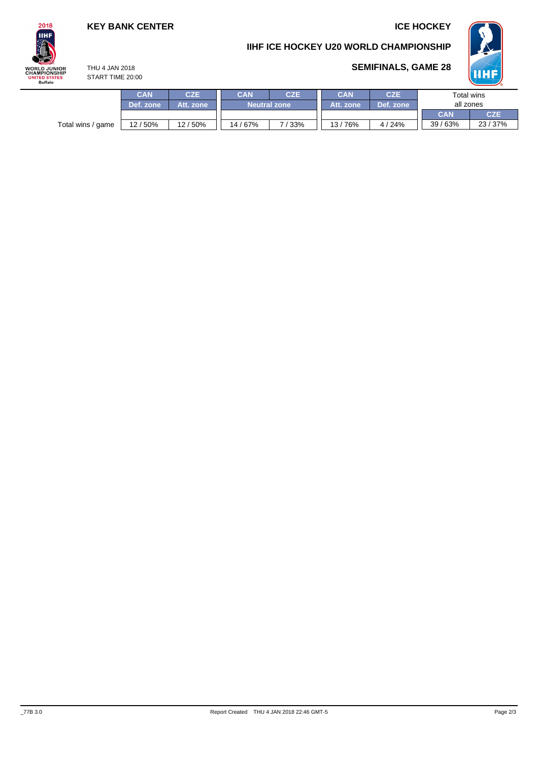**KEY BANK CENTER**

**ICE HOCKEY**

**IIHF ICE HOCKEY U20 WORLD CHAMPIONSHIP**

THU 4 JAN 2018
START TIME 20:00

**SEMIFINALS, GAME 28**

| | CAN | CZE | CAN | CZE | CAN | CZE | Total wins all zones | |
|---|---|---|---|---|---|---|---|---|
| | Def. zone | Att. zone | Neutral zone | | Att. zone | Def. zone | CAN | CZE |
| Total wins / game | 12 / 50% | 12 / 50% | 14 / 67% | 7 / 33% | 13 / 76% | 4 / 24% | 39 / 63% | 23 / 37% |

_77B 3.0 Report Created THU 4 JAN 2018 22:46 GMT-5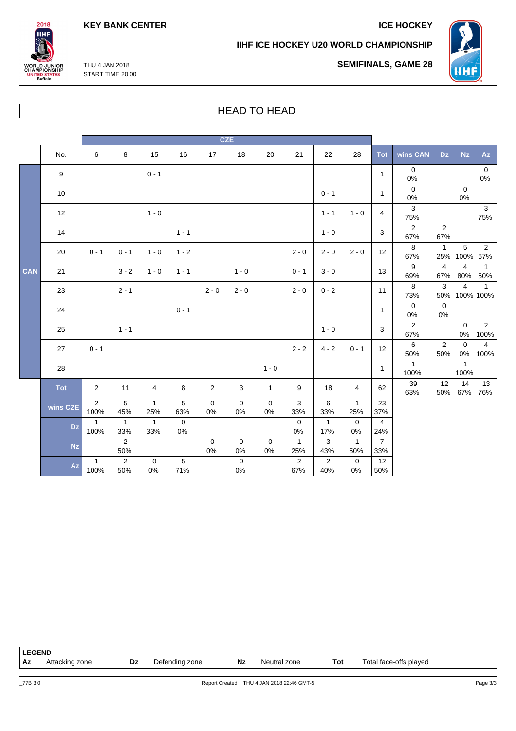KEY BANK CENTER

ICE HOCKEY

IIHF ICE HOCKEY U20 WORLD CHAMPIONSHIP

THU 4 JAN 2018
START TIME 20:00

SEMIFINALS, GAME 28

# HEAD TO HEAD

| | | CZE | | | | | | | | | | | | | | |
|---|---|---|---|---|---|---|---|---|---|---|---|---|---|---|---|---|
| | No. | 6 | 8 | 15 | 16 | 17 | 18 | 20 | 21 | 22 | 28 | Tot | wins CAN | Dz | Nz | Az |
| CAN | 9 | | | 0 - 1 | | | | | | | | 1 | 0<br>0% | | | 0<br>0% |
| | 10 | | | | | | | | | 0 - 1 | | 1 | 0<br>0% | | 0<br>0% | |
| | 12 | | | 1 - 0 | | | | | | 1 - 1 | 1 - 0 | 4 | 3<br>75% | | | 3<br>75% |
| | 14 | | | | 1 - 1 | | | | | 1 - 0 | | 3 | 2<br>67% | 2<br>67% | | |
| | 20 | 0 - 1 | 0 - 1 | 1 - 0 | 1 - 2 | | | | 2 - 0 | 2 - 0 | 2 - 0 | 12 | 8<br>67% | 1<br>25% | 5<br>100% | 2<br>67% |
| | 21 | | 3 - 2 | 1 - 0 | 1 - 1 | | 1 - 0 | | 0 - 1 | 3 - 0 | | 13 | 9<br>69% | 4<br>67% | 4<br>80% | 1<br>50% |
| | 23 | | 2 - 1 | | | 2 - 0 | 2 - 0 | | 2 - 0 | 0 - 2 | | 11 | 8<br>73% | 3<br>50% | 4<br>100% | 1<br>100% |
| | 24 | | | | 0 - 1 | | | | | | | 1 | 0<br>0% | 0<br>0% | | |
| | 25 | | 1 - 1 | | | | | | | 1 - 0 | | 3 | 2<br>67% | | 0<br>0% | 2<br>100% |
| | 27 | 0 - 1 | | | | | | | 2 - 2 | 4 - 2 | 0 - 1 | 12 | 6<br>50% | 2<br>50% | 0<br>0% | 4<br>100% |
| | 28 | | | | | | | 1 - 0 | | | | 1 | 1<br>100% | | 1<br>100% | |
| | Tot | 2 | 11 | 4 | 8 | 2 | 3 | 1 | 9 | 18 | 4 | 62 | 39<br>63% | 12<br>50% | 14<br>67% | 13<br>76% |
| | wins CZE | 2<br>100% | 5<br>45% | 1<br>25% | 5<br>63% | 0<br>0% | 0<br>0% | 0<br>0% | 3<br>33% | 6<br>33% | 1<br>25% | 23<br>37% | | | | |
| | Dz | 1<br>100% | 1<br>33% | 1<br>33% | 0<br>0% | | | | 0<br>0% | 1<br>17% | 0<br>0% | 4<br>24% | | | | |
| | Nz | | 2<br>50% | | | 0<br>0% | 0<br>0% | 0<br>0% | 1<br>25% | 3<br>43% | 1<br>50% | 7<br>33% | | | | |
| | Az | 1<br>100% | 2<br>50% | 0<br>0% | 5<br>71% | | 0<br>0% | | 2<br>67% | 2<br>40% | 0<br>0% | 12<br>50% | | | | |

**LEGEND**

| | | | | | | | |
|---|---|---|---|---|---|---|---|
| **Az** | Attacking zone | **Dz** | Defending zone | **Nz** | Neutral zone | **Tot** | Total face-offs played |

_77B 3.0 Report Created THU 4 JAN 2018 22:46 GMT-5